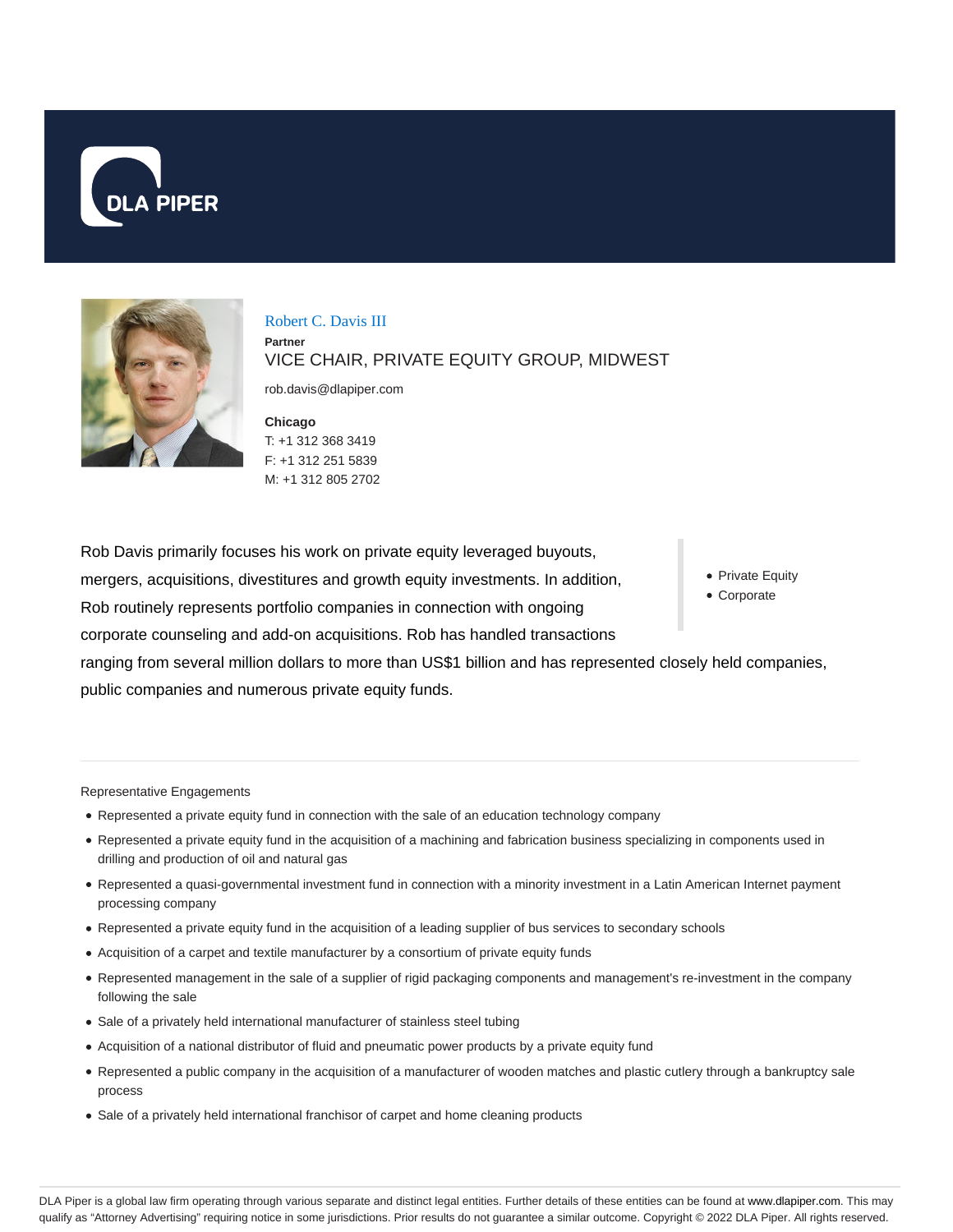DLA PIPER

# Robert C. Davis III

**Partner**

VICE CHAIR, PRIVATE EQUITY GROUP, MIDWEST

rob.davis@dlapiper.com

**Chicago**

T: +1 312 368 3419

F: +1 312 251 5839

M: +1 312 805 2702

- Private Equity
- Corporate

Rob Davis primarily focuses his work on private equity leveraged buyouts, mergers, acquisitions, divestitures and growth equity investments. In addition, Rob routinely represents portfolio companies in connection with ongoing corporate counseling and add-on acquisitions. Rob has handled transactions ranging from several million dollars to more than US$1 billion and has represented closely held companies, public companies and numerous private equity funds.

Representative Engagements

- Represented a private equity fund in connection with the sale of an education technology company
- Represented a private equity fund in the acquisition of a machining and fabrication business specializing in components used in drilling and production of oil and natural gas
- Represented a quasi-governmental investment fund in connection with a minority investment in a Latin American Internet payment processing company
- Represented a private equity fund in the acquisition of a leading supplier of bus services to secondary schools
- Acquisition of a carpet and textile manufacturer by a consortium of private equity funds
- Represented management in the sale of a supplier of rigid packaging components and management's re-investment in the company following the sale
- Sale of a privately held international manufacturer of stainless steel tubing
- Acquisition of a national distributor of fluid and pneumatic power products by a private equity fund
- Represented a public company in the acquisition of a manufacturer of wooden matches and plastic cutlery through a bankruptcy sale process
- Sale of a privately held international franchisor of carpet and home cleaning products

DLA Piper is a global law firm operating through various separate and distinct legal entities. Further details of these entities can be found at www.dlapiper.com. This may qualify as "Attorney Advertising" requiring notice in some jurisdictions. Prior results do not guarantee a similar outcome. Copyright © 2022 DLA Piper. All rights reserved.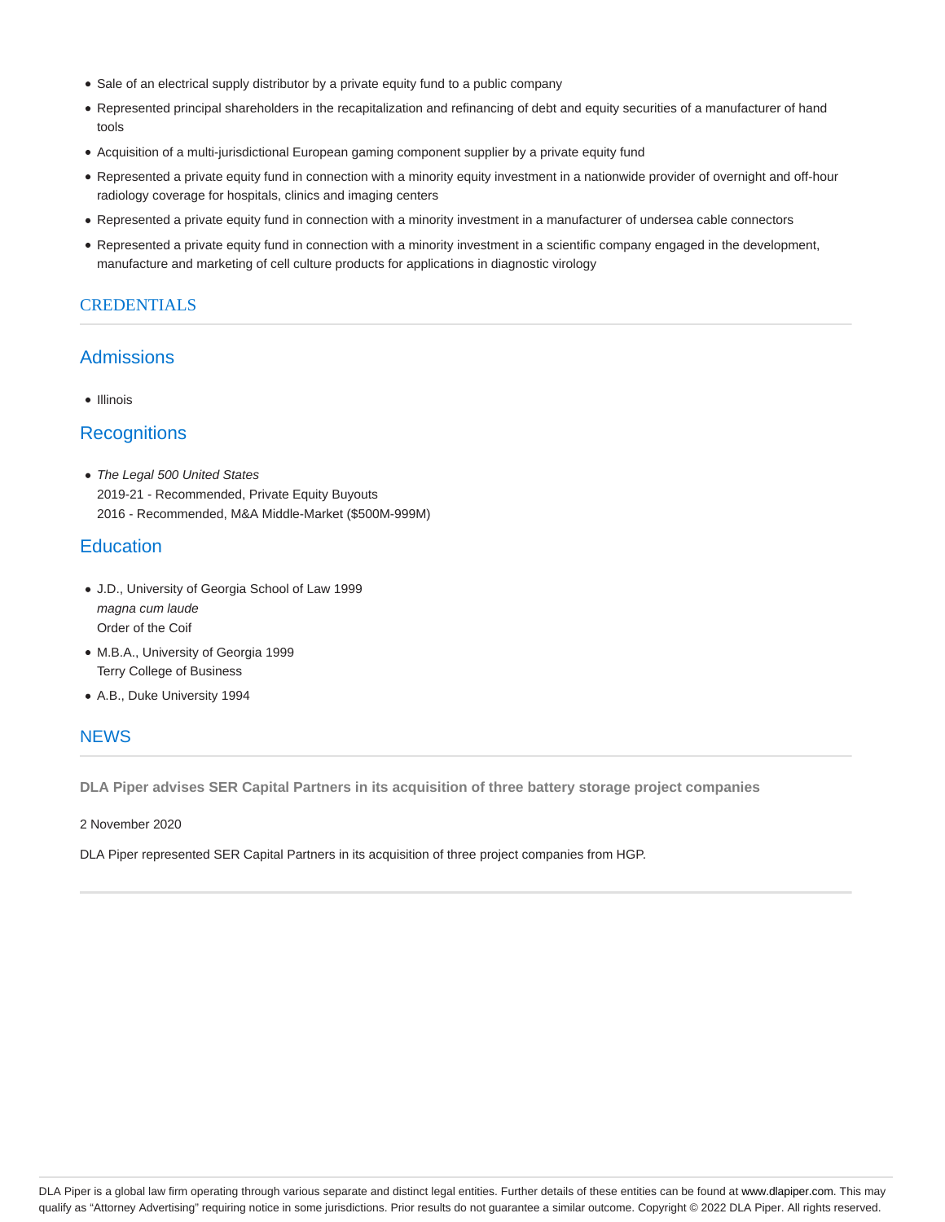- Sale of an electrical supply distributor by a private equity fund to a public company
- Represented principal shareholders in the recapitalization and refinancing of debt and equity securities of a manufacturer of hand tools
- Acquisition of a multi-jurisdictional European gaming component supplier by a private equity fund
- Represented a private equity fund in connection with a minority equity investment in a nationwide provider of overnight and off-hour radiology coverage for hospitals, clinics and imaging centers
- Represented a private equity fund in connection with a minority investment in a manufacturer of undersea cable connectors
- Represented a private equity fund in connection with a minority investment in a scientific company engaged in the development, manufacture and marketing of cell culture products for applications in diagnostic virology

## CREDENTIALS

### Admissions

- Illinois

### Recognitions

- *The Legal 500 United States*
  2019-21 - Recommended, Private Equity Buyouts
  2016 - Recommended, M&A Middle-Market ($500M-999M)

### Education

- J.D., University of Georgia School of Law 1999
  *magna cum laude*
  Order of the Coif
- M.B.A., University of Georgia 1999
  Terry College of Business
- A.B., Duke University 1994

## NEWS

**DLA Piper advises SER Capital Partners in its acquisition of three battery storage project companies**

2 November 2020

DLA Piper represented SER Capital Partners in its acquisition of three project companies from HGP.

DLA Piper is a global law firm operating through various separate and distinct legal entities. Further details of these entities can be found at www.dlapiper.com. This may qualify as "Attorney Advertising" requiring notice in some jurisdictions. Prior results do not guarantee a similar outcome. Copyright © 2022 DLA Piper. All rights reserved.